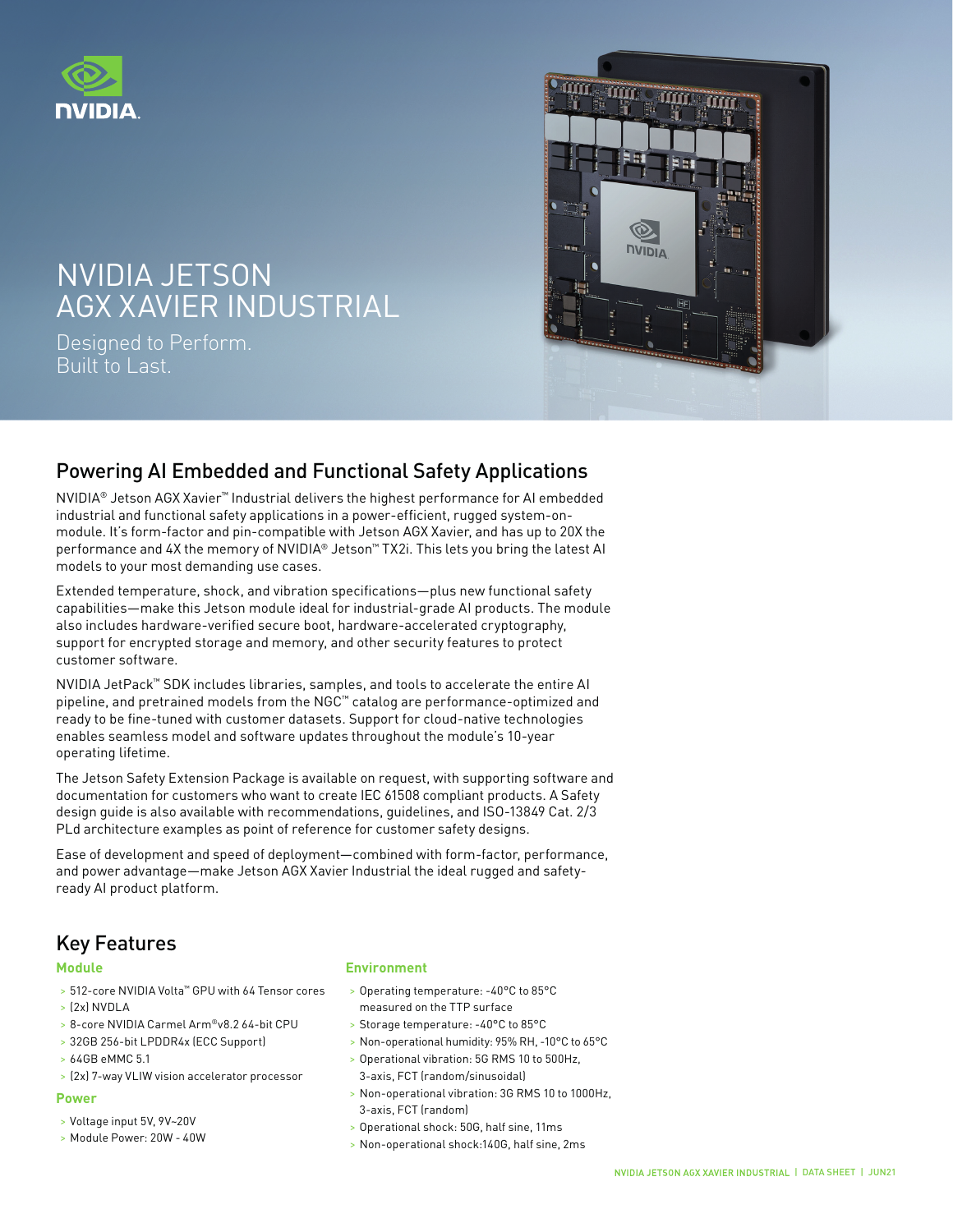# NVIDIA JETSON AGX XAVIER INDUSTRIAL

Designed to Perform.
Built to Last.

## Powering AI Embedded and Functional Safety Applications

NVIDIA® Jetson AGX Xavier™ Industrial delivers the highest performance for AI embedded industrial and functional safety applications in a power-efficient, rugged system-on-module. It's form-factor and pin-compatible with Jetson AGX Xavier, and has up to 20X the performance and 4X the memory of NVIDIA® Jetson™ TX2i. This lets you bring the latest AI models to your most demanding use cases.

Extended temperature, shock, and vibration specifications—plus new functional safety capabilities—make this Jetson module ideal for industrial-grade AI products. The module also includes hardware-verified secure boot, hardware-accelerated cryptography, support for encrypted storage and memory, and other security features to protect customer software.

NVIDIA JetPack™ SDK includes libraries, samples, and tools to accelerate the entire AI pipeline, and pretrained models from the NGC™ catalog are performance-optimized and ready to be fine-tuned with customer datasets. Support for cloud-native technologies enables seamless model and software updates throughout the module's 10-year operating lifetime.

The Jetson Safety Extension Package is available on request, with supporting software and documentation for customers who want to create IEC 61508 compliant products. A Safety design guide is also available with recommendations, guidelines, and ISO-13849 Cat. 2/3 PLd architecture examples as point of reference for customer safety designs.

Ease of development and speed of deployment—combined with form-factor, performance, and power advantage—make Jetson AGX Xavier Industrial the ideal rugged and safety-ready AI product platform.

## Key Features

### Module

- 512-core NVIDIA Volta™ GPU with 64 Tensor cores
- (2x) NVDLA
- 8-core NVIDIA Carmel Arm®v8.2 64-bit CPU
- 32GB 256-bit LPDDR4x (ECC Support)
- 64GB eMMC 5.1
- (2x) 7-way VLIW vision accelerator processor

### Power

- Voltage input 5V, 9V~20V
- Module Power: 20W - 40W

### Environment

- Operating temperature: -40°C to 85°C measured on the TTP surface
- Storage temperature: -40°C to 85°C
- Non-operational humidity: 95% RH, -10°C to 65°C
- Operational vibration: 5G RMS 10 to 500Hz, 3-axis, FCT (random/sinusoidal)
- Non-operational vibration: 3G RMS 10 to 1000Hz, 3-axis, FCT (random)
- Operational shock: 50G, half sine, 11ms
- Non-operational shock:140G, half sine, 2ms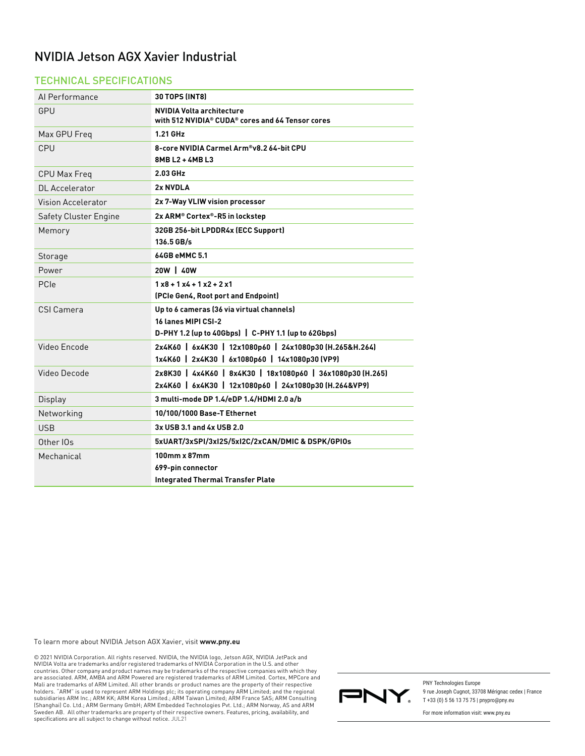# NVIDIA Jetson AGX Xavier Industrial

## TECHNICAL SPECIFICATIONS

| | |
|---|---|
| AI Performance | **30 TOPS (INT8)** |
| GPU | **NVIDIA Volta architecture**<br>**with 512 NVIDIA® CUDA® cores and 64 Tensor cores** |
| Max GPU Freq | **1.21 GHz** |
| CPU | **8-core NVIDIA Carmel Arm®v8.2 64-bit CPU**<br>**8MB L2 + 4MB L3** |
| CPU Max Freq | **2.03 GHz** |
| DL Accelerator | **2x NVDLA** |
| Vision Accelerator | **2x 7-Way VLIW vision processor** |
| Safety Cluster Engine | **2x ARM® Cortex®-R5 in lockstep** |
| Memory | **32GB 256-bit LPDDR4x (ECC Support)**<br>**136.5 GB/s** |
| Storage | **64GB eMMC 5.1** |
| Power | **20W \| 40W** |
| PCIe | **1 x8 + 1 x4 + 1 x2 + 2 x1**<br>**(PCIe Gen4, Root port and Endpoint)** |
| CSI Camera | **Up to 6 cameras (36 via virtual channels)**<br>**16 lanes MIPI CSI-2**<br>**D-PHY 1.2 (up to 40Gbps) \| C-PHY 1.1 (up to 62Gbps)** |
| Video Encode | **2x4K60 \| 6x4K30 \| 12x1080p60 \| 24x1080p30 (H.265&H.264)**<br>**1x4K60 \| 2x4K30 \| 6x1080p60 \| 14x1080p30 (VP9)** |
| Video Decode | **2x8K30 \| 4x4K60 \| 8x4K30 \| 18x1080p60 \| 36x1080p30 (H.265)**<br>**2x4K60 \| 6x4K30 \| 12x1080p60 \| 24x1080p30 (H.264&VP9)** |
| Display | **3 multi-mode DP 1.4/eDP 1.4/HDMI 2.0 a/b** |
| Networking | **10/100/1000 Base-T Ethernet** |
| USB | **3x USB 3.1 and 4x USB 2.0** |
| Other IOs | **5xUART/3xSPI/3xI2S/5xI2C/2xCAN/DMIC & DSPK/GPIOs** |
| Mechanical | **100mm x 87mm**<br>**699-pin connector**<br>**Integrated Thermal Transfer Plate** |

To learn more about NVIDIA Jetson AGX Xavier, visit **www.pny.eu**

© 2021 NVIDIA Corporation. All rights reserved. NVIDIA, the NVIDIA logo, Jetson AGX, NVIDIA JetPack and NVIDIA Volta are trademarks and/or registered trademarks of NVIDIA Corporation in the U.S. and other countries. Other company and product names may be trademarks of the respective companies with which they are associated. ARM, AMBA and ARM Powered are registered trademarks of ARM Limited. Cortex, MPCore and Mali are trademarks of ARM Limited. All other brands or product names are the property of their respective holders. "ARM" is used to represent ARM Holdings plc; its operating company ARM Limited; and the regional subsidiaries ARM Inc.; ARM KK; ARM Korea Limited.; ARM Taiwan Limited; ARM France SAS; ARM Consulting (Shanghai) Co. Ltd.; ARM Germany GmbH; ARM Embedded Technologies Pvt. Ltd.; ARM Norway, AS and ARM Sweden AB. All other trademarks are property of their respective owners. Features, pricing, availability, and specifications are all subject to change without notice. JUL21

PNY Technologies Europe
9 rue Joseph Cugnot, 33708 Mérignac cedex | France
T +33 (0) 5 56 13 75 75 | pnypro@pny.eu

For more information visit: www.pny.eu